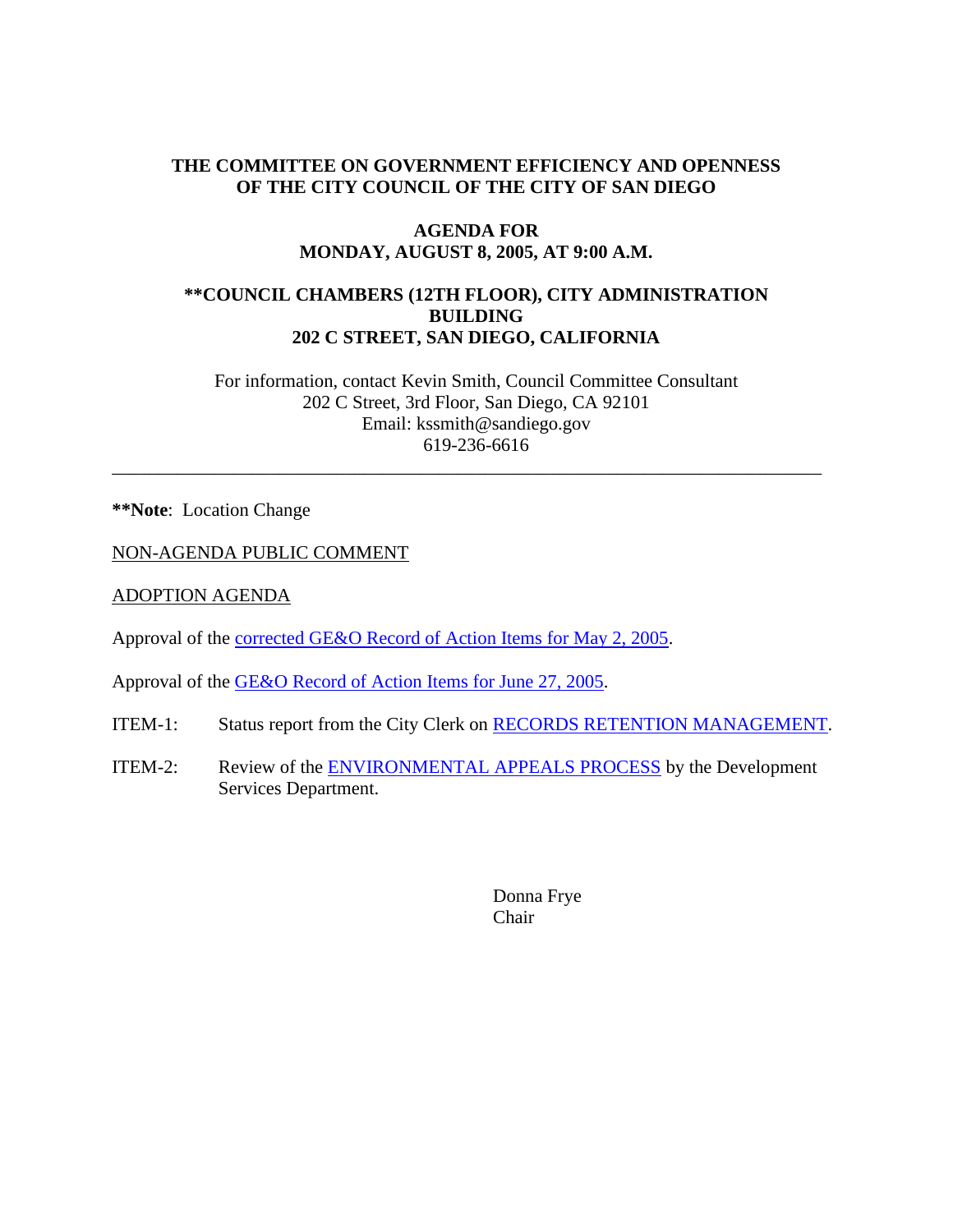**THE COMMITTEE ON GOVERNMENT EFFICIENCY AND OPENNESS OF THE CITY COUNCIL OF THE CITY OF SAN DIEGO**

**AGENDA FOR MONDAY, AUGUST 8, 2005, AT 9:00 A.M.**

****COUNCIL CHAMBERS (12TH FLOOR), CITY ADMINISTRATION BUILDING 202 C STREET, SAN DIEGO, CALIFORNIA**

For information, contact Kevin Smith, Council Committee Consultant
202 C Street, 3rd Floor, San Diego, CA 92101
Email: kssmith@sandiego.gov
619-236-6616

---

****Note**: Location Change

NON-AGENDA PUBLIC COMMENT

ADOPTION AGENDA

Approval of the corrected GE&O Record of Action Items for May 2, 2005.

Approval of the GE&O Record of Action Items for June 27, 2005.

ITEM-1: Status report from the City Clerk on RECORDS RETENTION MANAGEMENT.

ITEM-2: Review of the ENVIRONMENTAL APPEALS PROCESS by the Development Services Department.

Donna Frye
Chair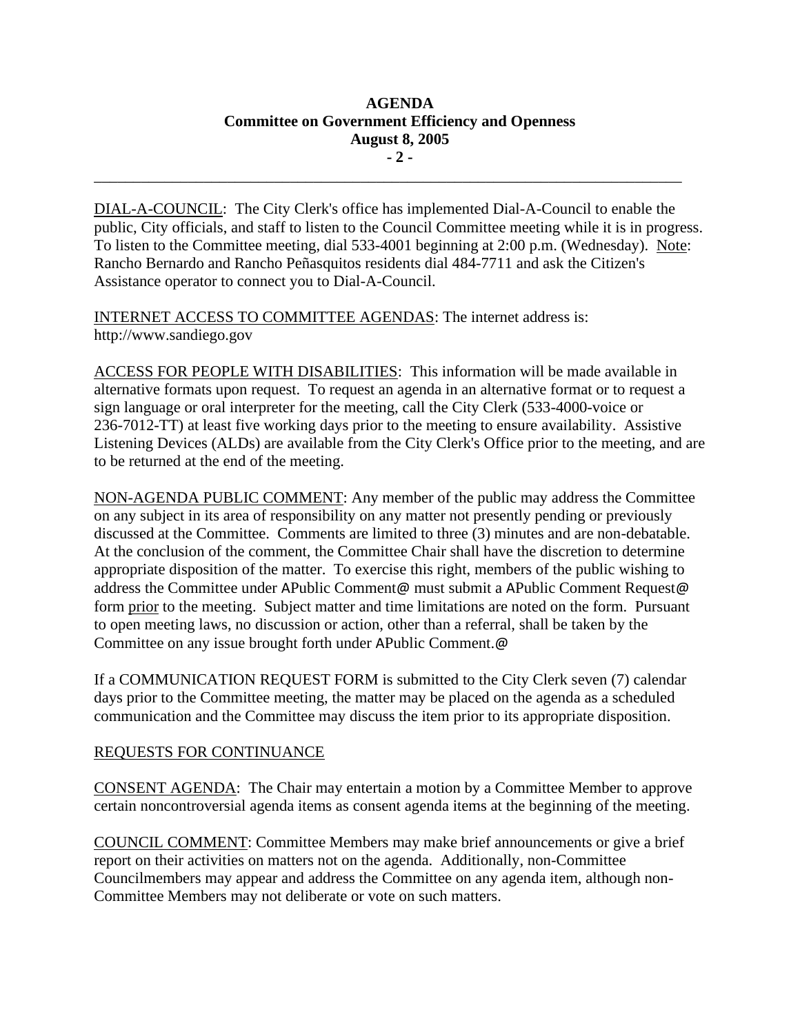DIAL-A-COUNCIL: The City Clerk's office has implemented Dial-A-Council to enable the public, City officials, and staff to listen to the Council Committee meeting while it is in progress. To listen to the Committee meeting, dial 533-4001 beginning at 2:00 p.m. (Wednesday). Note: Rancho Bernardo and Rancho Peñasquitos residents dial 484-7711 and ask the Citizen's Assistance operator to connect you to Dial-A-Council.

INTERNET ACCESS TO COMMITTEE AGENDAS: The internet address is: http://www.sandiego.gov

ACCESS FOR PEOPLE WITH DISABILITIES: This information will be made available in alternative formats upon request. To request an agenda in an alternative format or to request a sign language or oral interpreter for the meeting, call the City Clerk (533-4000-voice or 236-7012-TT) at least five working days prior to the meeting to ensure availability. Assistive Listening Devices (ALDs) are available from the City Clerk's Office prior to the meeting, and are to be returned at the end of the meeting.

NON-AGENDA PUBLIC COMMENT: Any member of the public may address the Committee on any subject in its area of responsibility on any matter not presently pending or previously discussed at the Committee. Comments are limited to three (3) minutes and are non-debatable. At the conclusion of the comment, the Committee Chair shall have the discretion to determine appropriate disposition of the matter. To exercise this right, members of the public wishing to address the Committee under APublic Comment@ must submit a APublic Comment Request@ form prior to the meeting. Subject matter and time limitations are noted on the form. Pursuant to open meeting laws, no discussion or action, other than a referral, shall be taken by the Committee on any issue brought forth under APublic Comment.@

If a COMMUNICATION REQUEST FORM is submitted to the City Clerk seven (7) calendar days prior to the Committee meeting, the matter may be placed on the agenda as a scheduled communication and the Committee may discuss the item prior to its appropriate disposition.

REQUESTS FOR CONTINUANCE

CONSENT AGENDA: The Chair may entertain a motion by a Committee Member to approve certain noncontroversial agenda items as consent agenda items at the beginning of the meeting.

COUNCIL COMMENT: Committee Members may make brief announcements or give a brief report on their activities on matters not on the agenda. Additionally, non-Committee Councilmembers may appear and address the Committee on any agenda item, although non-Committee Members may not deliberate or vote on such matters.